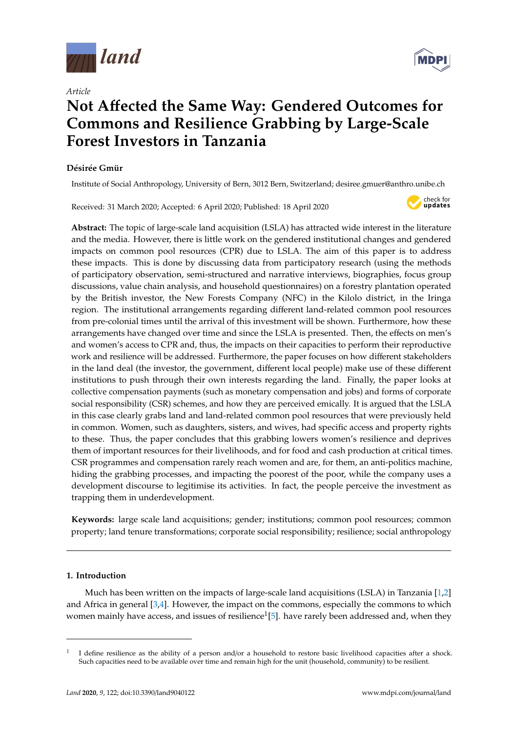*Article*

# Not Affected the Same Way: Gendered Outcomes for Commons and Resilience Grabbing by Large-Scale Forest Investors in Tanzania

**Désirée Gmür**

Institute of Social Anthropology, University of Bern, 3012 Bern, Switzerland; desiree.gmuer@anthro.unibe.ch

Received: 31 March 2020; Accepted: 6 April 2020; Published: 18 April 2020

**Abstract:** The topic of large-scale land acquisition (LSLA) has attracted wide interest in the literature and the media. However, there is little work on the gendered institutional changes and gendered impacts on common pool resources (CPR) due to LSLA. The aim of this paper is to address these impacts. This is done by discussing data from participatory research (using the methods of participatory observation, semi-structured and narrative interviews, biographies, focus group discussions, value chain analysis, and household questionnaires) on a forestry plantation operated by the British investor, the New Forests Company (NFC) in the Kilolo district, in the Iringa region. The institutional arrangements regarding different land-related common pool resources from pre-colonial times until the arrival of this investment will be shown. Furthermore, how these arrangements have changed over time and since the LSLA is presented. Then, the effects on men's and women's access to CPR and, thus, the impacts on their capacities to perform their reproductive work and resilience will be addressed. Furthermore, the paper focuses on how different stakeholders in the land deal (the investor, the government, different local people) make use of these different institutions to push through their own interests regarding the land. Finally, the paper looks at collective compensation payments (such as monetary compensation and jobs) and forms of corporate social responsibility (CSR) schemes, and how they are perceived emically. It is argued that the LSLA in this case clearly grabs land and land-related common pool resources that were previously held in common. Women, such as daughters, sisters, and wives, had specific access and property rights to these. Thus, the paper concludes that this grabbing lowers women's resilience and deprives them of important resources for their livelihoods, and for food and cash production at critical times. CSR programmes and compensation rarely reach women and are, for them, an anti-politics machine, hiding the grabbing processes, and impacting the poorest of the poor, while the company uses a development discourse to legitimise its activities. In fact, the people perceive the investment as trapping them in underdevelopment.

**Keywords:** large scale land acquisitions; gender; institutions; common pool resources; common property; land tenure transformations; corporate social responsibility; resilience; social anthropology

## 1. Introduction

Much has been written on the impacts of large-scale land acquisitions (LSLA) in Tanzania [1,2] and Africa in general [3,4]. However, the impact on the commons, especially the commons to which women mainly have access, and issues of resilience[1] [5]. have rarely been addressed and, when they

[1] I define resilience as the ability of a person and/or a household to restore basic livelihood capacities after a shock. Such capacities need to be available over time and remain high for the unit (household, community) to be resilient.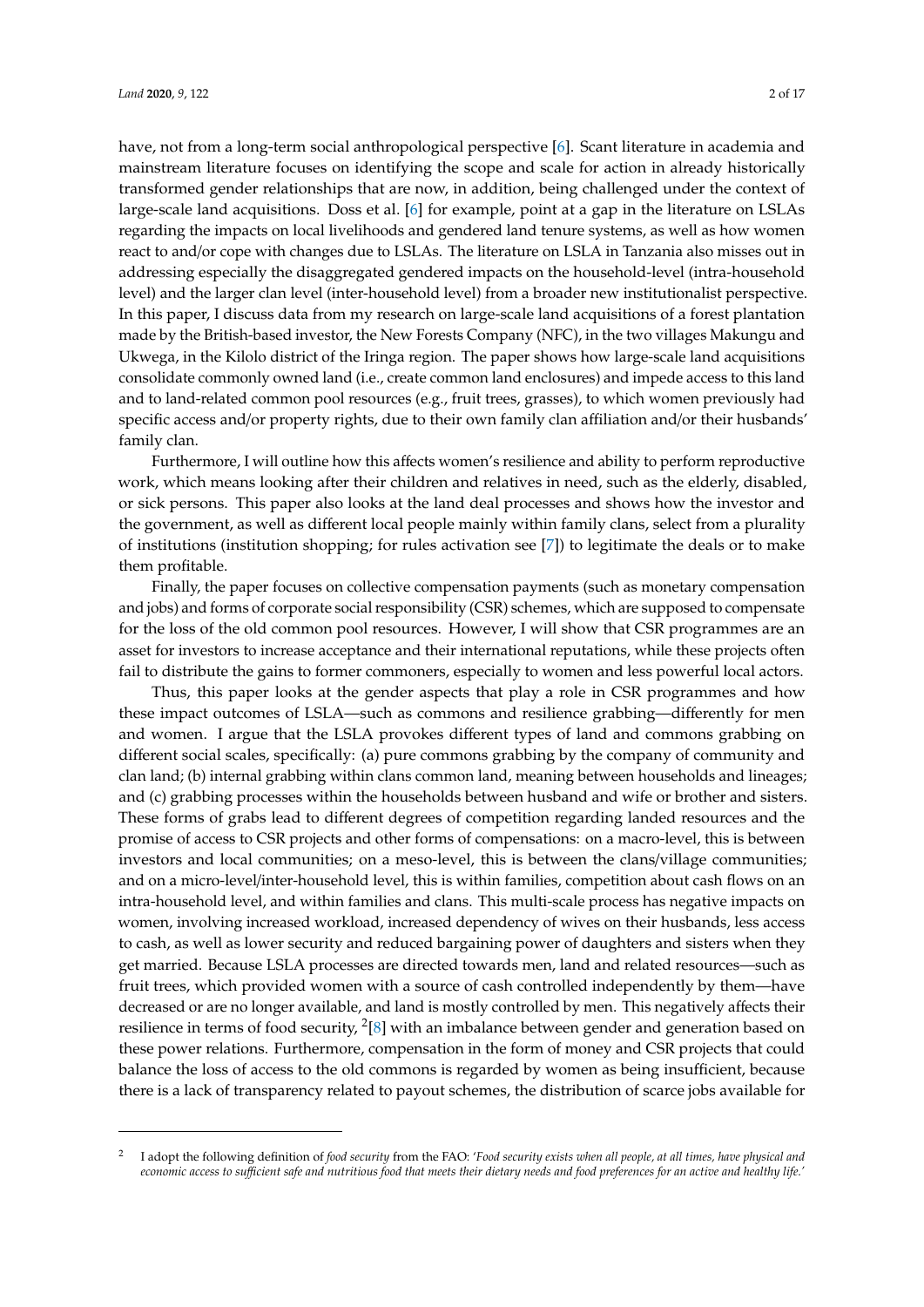have, not from a long-term social anthropological perspective [6]. Scant literature in academia and mainstream literature focuses on identifying the scope and scale for action in already historically transformed gender relationships that are now, in addition, being challenged under the context of large-scale land acquisitions. Doss et al. [6] for example, point at a gap in the literature on LSLAs regarding the impacts on local livelihoods and gendered land tenure systems, as well as how women react to and/or cope with changes due to LSLAs. The literature on LSLA in Tanzania also misses out in addressing especially the disaggregated gendered impacts on the household-level (intra-household level) and the larger clan level (inter-household level) from a broader new institutionalist perspective. In this paper, I discuss data from my research on large-scale land acquisitions of a forest plantation made by the British-based investor, the New Forests Company (NFC), in the two villages Makungu and Ukwega, in the Kilolo district of the Iringa region. The paper shows how large-scale land acquisitions consolidate commonly owned land (i.e., create common land enclosures) and impede access to this land and to land-related common pool resources (e.g., fruit trees, grasses), to which women previously had specific access and/or property rights, due to their own family clan affiliation and/or their husbands' family clan.

Furthermore, I will outline how this affects women's resilience and ability to perform reproductive work, which means looking after their children and relatives in need, such as the elderly, disabled, or sick persons. This paper also looks at the land deal processes and shows how the investor and the government, as well as different local people mainly within family clans, select from a plurality of institutions (institution shopping; for rules activation see [7]) to legitimate the deals or to make them profitable.

Finally, the paper focuses on collective compensation payments (such as monetary compensation and jobs) and forms of corporate social responsibility (CSR) schemes, which are supposed to compensate for the loss of the old common pool resources. However, I will show that CSR programmes are an asset for investors to increase acceptance and their international reputations, while these projects often fail to distribute the gains to former commoners, especially to women and less powerful local actors.

Thus, this paper looks at the gender aspects that play a role in CSR programmes and how these impact outcomes of LSLA—such as commons and resilience grabbing—differently for men and women. I argue that the LSLA provokes different types of land and commons grabbing on different social scales, specifically: (a) pure commons grabbing by the company of community and clan land; (b) internal grabbing within clans common land, meaning between households and lineages; and (c) grabbing processes within the households between husband and wife or brother and sisters. These forms of grabs lead to different degrees of competition regarding landed resources and the promise of access to CSR projects and other forms of compensations: on a macro-level, this is between investors and local communities; on a meso-level, this is between the clans/village communities; and on a micro-level/inter-household level, this is within families, competition about cash flows on an intra-household level, and within families and clans. This multi-scale process has negative impacts on women, involving increased workload, increased dependency of wives on their husbands, less access to cash, as well as lower security and reduced bargaining power of daughters and sisters when they get married. Because LSLA processes are directed towards men, land and related resources—such as fruit trees, which provided women with a source of cash controlled independently by them—have decreased or are no longer available, and land is mostly controlled by men. This negatively affects their resilience in terms of food security, [2][8] with an imbalance between gender and generation based on these power relations. Furthermore, compensation in the form of money and CSR projects that could balance the loss of access to the old commons is regarded by women as being insufficient, because there is a lack of transparency related to payout schemes, the distribution of scarce jobs available for

---

[2] I adopt the following definition of *food security* from the FAO: '*Food security exists when all people, at all times, have physical and economic access to sufficient safe and nutritious food that meets their dietary needs and food preferences for an active and healthy life.*'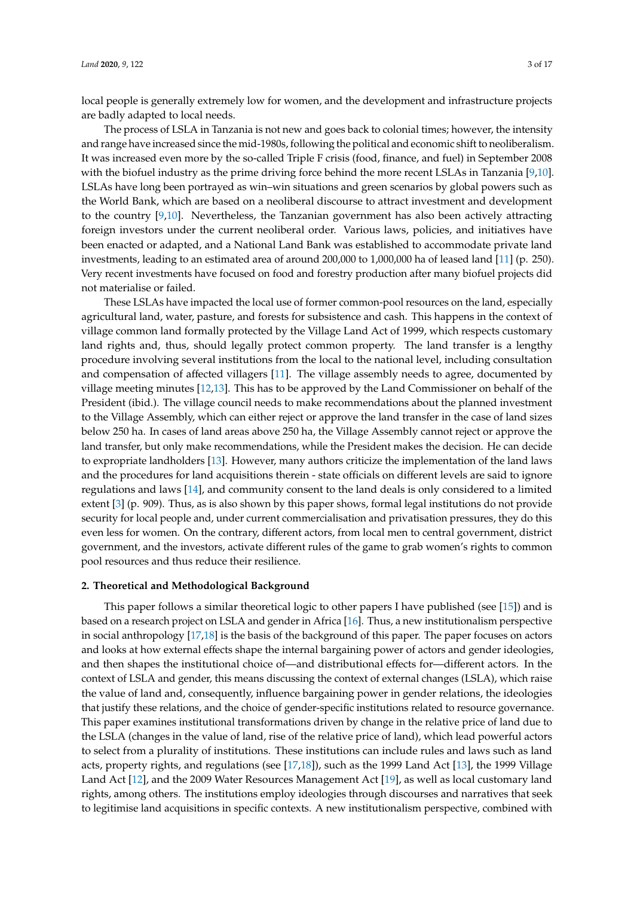local people is generally extremely low for women, and the development and infrastructure projects are badly adapted to local needs.

The process of LSLA in Tanzania is not new and goes back to colonial times; however, the intensity and range have increased since the mid-1980s, following the political and economic shift to neoliberalism. It was increased even more by the so-called Triple F crisis (food, finance, and fuel) in September 2008 with the biofuel industry as the prime driving force behind the more recent LSLAs in Tanzania [9,10]. LSLAs have long been portrayed as win–win situations and green scenarios by global powers such as the World Bank, which are based on a neoliberal discourse to attract investment and development to the country [9,10]. Nevertheless, the Tanzanian government has also been actively attracting foreign investors under the current neoliberal order. Various laws, policies, and initiatives have been enacted or adapted, and a National Land Bank was established to accommodate private land investments, leading to an estimated area of around 200,000 to 1,000,000 ha of leased land [11] (p. 250). Very recent investments have focused on food and forestry production after many biofuel projects did not materialise or failed.

These LSLAs have impacted the local use of former common-pool resources on the land, especially agricultural land, water, pasture, and forests for subsistence and cash. This happens in the context of village common land formally protected by the Village Land Act of 1999, which respects customary land rights and, thus, should legally protect common property. The land transfer is a lengthy procedure involving several institutions from the local to the national level, including consultation and compensation of affected villagers [11]. The village assembly needs to agree, documented by village meeting minutes [12,13]. This has to be approved by the Land Commissioner on behalf of the President (ibid.). The village council needs to make recommendations about the planned investment to the Village Assembly, which can either reject or approve the land transfer in the case of land sizes below 250 ha. In cases of land areas above 250 ha, the Village Assembly cannot reject or approve the land transfer, but only make recommendations, while the President makes the decision. He can decide to expropriate landholders [13]. However, many authors criticize the implementation of the land laws and the procedures for land acquisitions therein - state officials on different levels are said to ignore regulations and laws [14], and community consent to the land deals is only considered to a limited extent [3] (p. 909). Thus, as is also shown by this paper shows, formal legal institutions do not provide security for local people and, under current commercialisation and privatisation pressures, they do this even less for women. On the contrary, different actors, from local men to central government, district government, and the investors, activate different rules of the game to grab women's rights to common pool resources and thus reduce their resilience.

## 2. Theoretical and Methodological Background

This paper follows a similar theoretical logic to other papers I have published (see [15]) and is based on a research project on LSLA and gender in Africa [16]. Thus, a new institutionalism perspective in social anthropology [17,18] is the basis of the background of this paper. The paper focuses on actors and looks at how external effects shape the internal bargaining power of actors and gender ideologies, and then shapes the institutional choice of—and distributional effects for—different actors. In the context of LSLA and gender, this means discussing the context of external changes (LSLA), which raise the value of land and, consequently, influence bargaining power in gender relations, the ideologies that justify these relations, and the choice of gender-specific institutions related to resource governance. This paper examines institutional transformations driven by change in the relative price of land due to the LSLA (changes in the value of land, rise of the relative price of land), which lead powerful actors to select from a plurality of institutions. These institutions can include rules and laws such as land acts, property rights, and regulations (see [17,18]), such as the 1999 Land Act [13], the 1999 Village Land Act [12], and the 2009 Water Resources Management Act [19], as well as local customary land rights, among others. The institutions employ ideologies through discourses and narratives that seek to legitimise land acquisitions in specific contexts. A new institutionalism perspective, combined with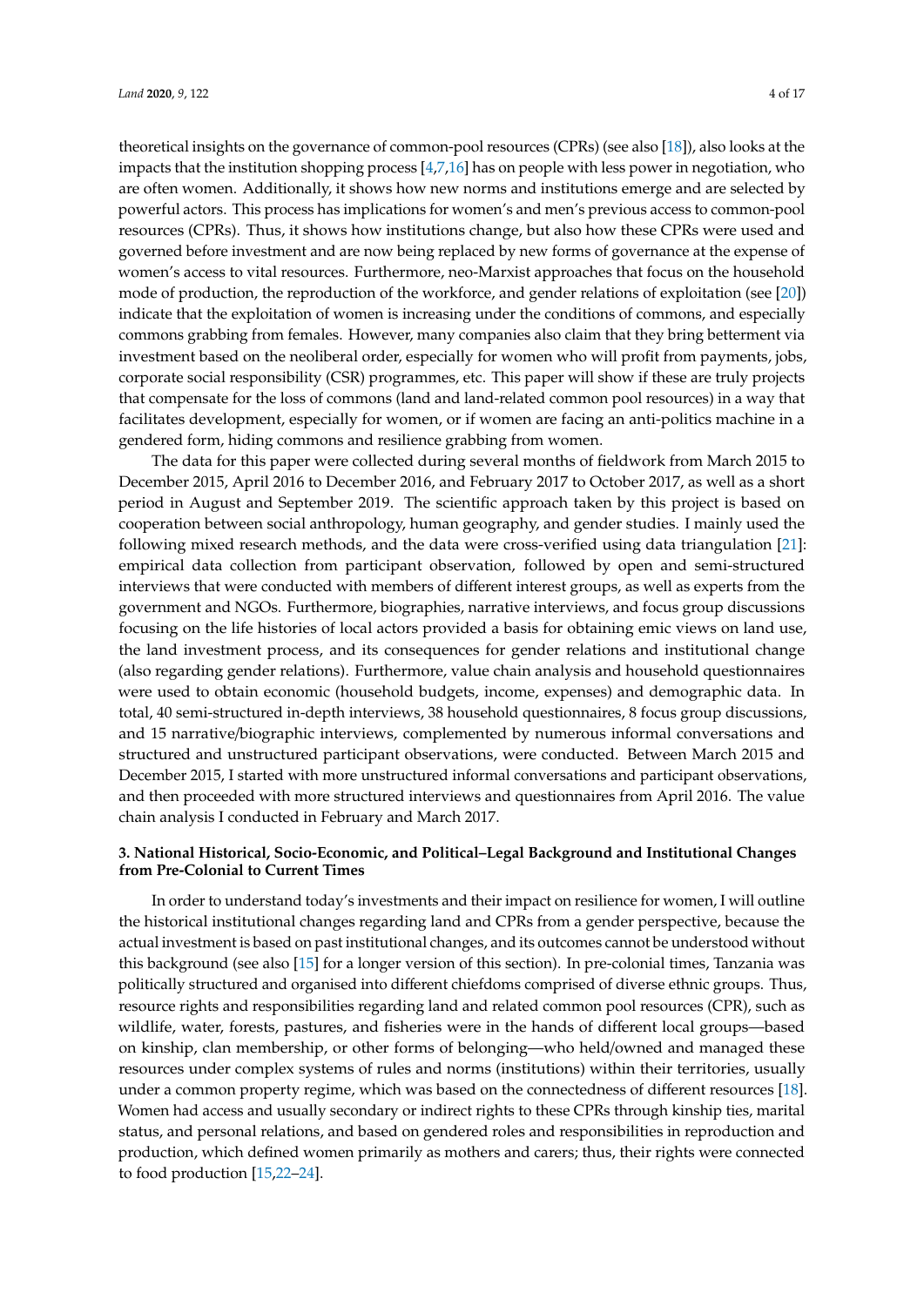theoretical insights on the governance of common-pool resources (CPRs) (see also [18]), also looks at the impacts that the institution shopping process [4,7,16] has on people with less power in negotiation, who are often women. Additionally, it shows how new norms and institutions emerge and are selected by powerful actors. This process has implications for women's and men's previous access to common-pool resources (CPRs). Thus, it shows how institutions change, but also how these CPRs were used and governed before investment and are now being replaced by new forms of governance at the expense of women's access to vital resources. Furthermore, neo-Marxist approaches that focus on the household mode of production, the reproduction of the workforce, and gender relations of exploitation (see [20]) indicate that the exploitation of women is increasing under the conditions of commons, and especially commons grabbing from females. However, many companies also claim that they bring betterment via investment based on the neoliberal order, especially for women who will profit from payments, jobs, corporate social responsibility (CSR) programmes, etc. This paper will show if these are truly projects that compensate for the loss of commons (land and land-related common pool resources) in a way that facilitates development, especially for women, or if women are facing an anti-politics machine in a gendered form, hiding commons and resilience grabbing from women.

The data for this paper were collected during several months of fieldwork from March 2015 to December 2015, April 2016 to December 2016, and February 2017 to October 2017, as well as a short period in August and September 2019. The scientific approach taken by this project is based on cooperation between social anthropology, human geography, and gender studies. I mainly used the following mixed research methods, and the data were cross-verified using data triangulation [21]: empirical data collection from participant observation, followed by open and semi-structured interviews that were conducted with members of different interest groups, as well as experts from the government and NGOs. Furthermore, biographies, narrative interviews, and focus group discussions focusing on the life histories of local actors provided a basis for obtaining emic views on land use, the land investment process, and its consequences for gender relations and institutional change (also regarding gender relations). Furthermore, value chain analysis and household questionnaires were used to obtain economic (household budgets, income, expenses) and demographic data. In total, 40 semi-structured in-depth interviews, 38 household questionnaires, 8 focus group discussions, and 15 narrative/biographic interviews, complemented by numerous informal conversations and structured and unstructured participant observations, were conducted. Between March 2015 and December 2015, I started with more unstructured informal conversations and participant observations, and then proceeded with more structured interviews and questionnaires from April 2016. The value chain analysis I conducted in February and March 2017.

## 3. National Historical, Socio-Economic, and Political–Legal Background and Institutional Changes from Pre-Colonial to Current Times

In order to understand today's investments and their impact on resilience for women, I will outline the historical institutional changes regarding land and CPRs from a gender perspective, because the actual investment is based on past institutional changes, and its outcomes cannot be understood without this background (see also [15] for a longer version of this section). In pre-colonial times, Tanzania was politically structured and organised into different chiefdoms comprised of diverse ethnic groups. Thus, resource rights and responsibilities regarding land and related common pool resources (CPR), such as wildlife, water, forests, pastures, and fisheries were in the hands of different local groups—based on kinship, clan membership, or other forms of belonging—who held/owned and managed these resources under complex systems of rules and norms (institutions) within their territories, usually under a common property regime, which was based on the connectedness of different resources [18]. Women had access and usually secondary or indirect rights to these CPRs through kinship ties, marital status, and personal relations, and based on gendered roles and responsibilities in reproduction and production, which defined women primarily as mothers and carers; thus, their rights were connected to food production [15,22–24].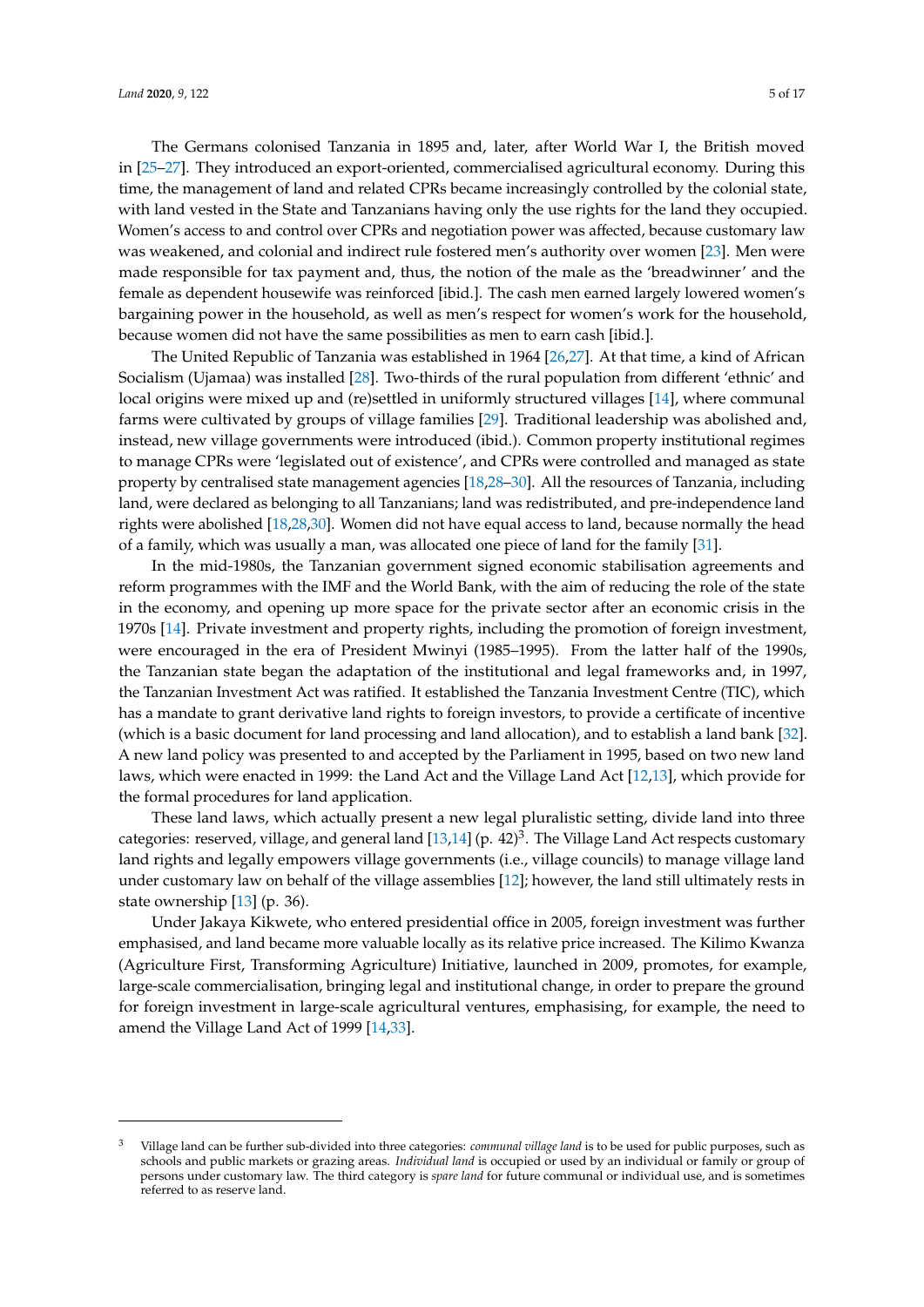The Germans colonised Tanzania in 1895 and, later, after World War I, the British moved in [25–27]. They introduced an export-oriented, commercialised agricultural economy. During this time, the management of land and related CPRs became increasingly controlled by the colonial state, with land vested in the State and Tanzanians having only the use rights for the land they occupied. Women's access to and control over CPRs and negotiation power was affected, because customary law was weakened, and colonial and indirect rule fostered men's authority over women [23]. Men were made responsible for tax payment and, thus, the notion of the male as the 'breadwinner' and the female as dependent housewife was reinforced [ibid.]. The cash men earned largely lowered women's bargaining power in the household, as well as men's respect for women's work for the household, because women did not have the same possibilities as men to earn cash [ibid.].

The United Republic of Tanzania was established in 1964 [26,27]. At that time, a kind of African Socialism (Ujamaa) was installed [28]. Two-thirds of the rural population from different 'ethnic' and local origins were mixed up and (re)settled in uniformly structured villages [14], where communal farms were cultivated by groups of village families [29]. Traditional leadership was abolished and, instead, new village governments were introduced (ibid.). Common property institutional regimes to manage CPRs were 'legislated out of existence', and CPRs were controlled and managed as state property by centralised state management agencies [18,28–30]. All the resources of Tanzania, including land, were declared as belonging to all Tanzanians; land was redistributed, and pre-independence land rights were abolished [18,28,30]. Women did not have equal access to land, because normally the head of a family, which was usually a man, was allocated one piece of land for the family [31].

In the mid-1980s, the Tanzanian government signed economic stabilisation agreements and reform programmes with the IMF and the World Bank, with the aim of reducing the role of the state in the economy, and opening up more space for the private sector after an economic crisis in the 1970s [14]. Private investment and property rights, including the promotion of foreign investment, were encouraged in the era of President Mwinyi (1985–1995). From the latter half of the 1990s, the Tanzanian state began the adaptation of the institutional and legal frameworks and, in 1997, the Tanzanian Investment Act was ratified. It established the Tanzania Investment Centre (TIC), which has a mandate to grant derivative land rights to foreign investors, to provide a certificate of incentive (which is a basic document for land processing and land allocation), and to establish a land bank [32]. A new land policy was presented to and accepted by the Parliament in 1995, based on two new land laws, which were enacted in 1999: the Land Act and the Village Land Act [12,13], which provide for the formal procedures for land application.

These land laws, which actually present a new legal pluralistic setting, divide land into three categories: reserved, village, and general land [13,14] (p. 42)[3]. The Village Land Act respects customary land rights and legally empowers village governments (i.e., village councils) to manage village land under customary law on behalf of the village assemblies [12]; however, the land still ultimately rests in state ownership [13] (p. 36).

Under Jakaya Kikwete, who entered presidential office in 2005, foreign investment was further emphasised, and land became more valuable locally as its relative price increased. The Kilimo Kwanza (Agriculture First, Transforming Agriculture) Initiative, launched in 2009, promotes, for example, large-scale commercialisation, bringing legal and institutional change, in order to prepare the ground for foreign investment in large-scale agricultural ventures, emphasising, for example, the need to amend the Village Land Act of 1999 [14,33].

---

[3] Village land can be further sub-divided into three categories: *communal village land* is to be used for public purposes, such as schools and public markets or grazing areas. *Individual land* is occupied or used by an individual or family or group of persons under customary law. The third category is *spare land* for future communal or individual use, and is sometimes referred to as reserve land.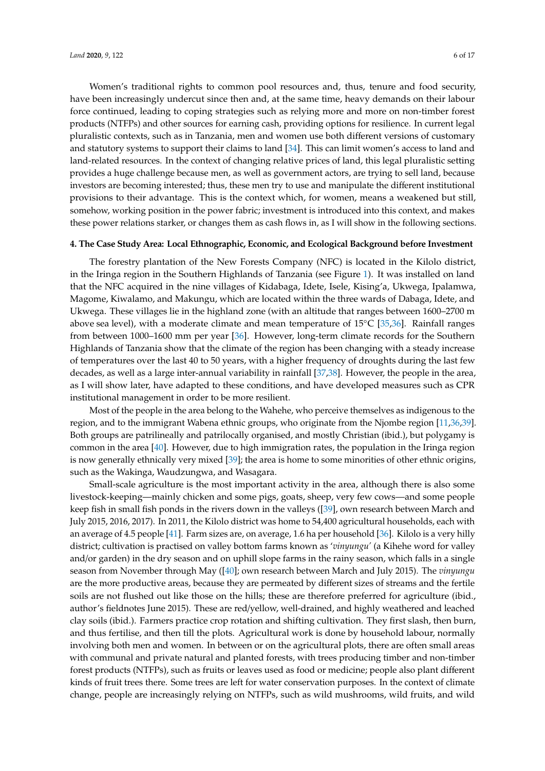Women's traditional rights to common pool resources and, thus, tenure and food security, have been increasingly undercut since then and, at the same time, heavy demands on their labour force continued, leading to coping strategies such as relying more and more on non-timber forest products (NTFPs) and other sources for earning cash, providing options for resilience. In current legal pluralistic contexts, such as in Tanzania, men and women use both different versions of customary and statutory systems to support their claims to land [34]. This can limit women's access to land and land-related resources. In the context of changing relative prices of land, this legal pluralistic setting provides a huge challenge because men, as well as government actors, are trying to sell land, because investors are becoming interested; thus, these men try to use and manipulate the different institutional provisions to their advantage. This is the context which, for women, means a weakened but still, somehow, working position in the power fabric; investment is introduced into this context, and makes these power relations starker, or changes them as cash flows in, as I will show in the following sections.

## 4. The Case Study Area: Local Ethnographic, Economic, and Ecological Background before Investment

The forestry plantation of the New Forests Company (NFC) is located in the Kilolo district, in the Iringa region in the Southern Highlands of Tanzania (see Figure 1). It was installed on land that the NFC acquired in the nine villages of Kidabaga, Idete, Isele, Kising'a, Ukwega, Ipalamwa, Magome, Kiwalamo, and Makungu, which are located within the three wards of Dabaga, Idete, and Ukwega. These villages lie in the highland zone (with an altitude that ranges between 1600–2700 m above sea level), with a moderate climate and mean temperature of 15°C [35,36]. Rainfall ranges from between 1000–1600 mm per year [36]. However, long-term climate records for the Southern Highlands of Tanzania show that the climate of the region has been changing with a steady increase of temperatures over the last 40 to 50 years, with a higher frequency of droughts during the last few decades, as well as a large inter-annual variability in rainfall [37,38]. However, the people in the area, as I will show later, have adapted to these conditions, and have developed measures such as CPR institutional management in order to be more resilient.

Most of the people in the area belong to the Wahehe, who perceive themselves as indigenous to the region, and to the immigrant Wabena ethnic groups, who originate from the Njombe region [11,36,39]. Both groups are patrilineally and patrilocally organised, and mostly Christian (ibid.), but polygamy is common in the area [40]. However, due to high immigration rates, the population in the Iringa region is now generally ethnically very mixed [39]; the area is home to some minorities of other ethnic origins, such as the Wakinga, Waudzungwa, and Wasagara.

Small-scale agriculture is the most important activity in the area, although there is also some livestock-keeping—mainly chicken and some pigs, goats, sheep, very few cows—and some people keep fish in small fish ponds in the rivers down in the valleys ([39], own research between March and July 2015, 2016, 2017). In 2011, the Kilolo district was home to 54,400 agricultural households, each with an average of 4.5 people [41]. Farm sizes are, on average, 1.6 ha per household [36]. Kilolo is a very hilly district; cultivation is practised on valley bottom farms known as '*vinyungu*' (a Kihehe word for valley and/or garden) in the dry season and on uphill slope farms in the rainy season, which falls in a single season from November through May ([40]; own research between March and July 2015). The *vinyungu* are the more productive areas, because they are permeated by different sizes of streams and the fertile soils are not flushed out like those on the hills; these are therefore preferred for agriculture (ibid., author's fieldnotes June 2015). These are red/yellow, well-drained, and highly weathered and leached clay soils (ibid.). Farmers practice crop rotation and shifting cultivation. They first slash, then burn, and thus fertilise, and then till the plots. Agricultural work is done by household labour, normally involving both men and women. In between or on the agricultural plots, there are often small areas with communal and private natural and planted forests, with trees producing timber and non-timber forest products (NTFPs), such as fruits or leaves used as food or medicine; people also plant different kinds of fruit trees there. Some trees are left for water conservation purposes. In the context of climate change, people are increasingly relying on NTFPs, such as wild mushrooms, wild fruits, and wild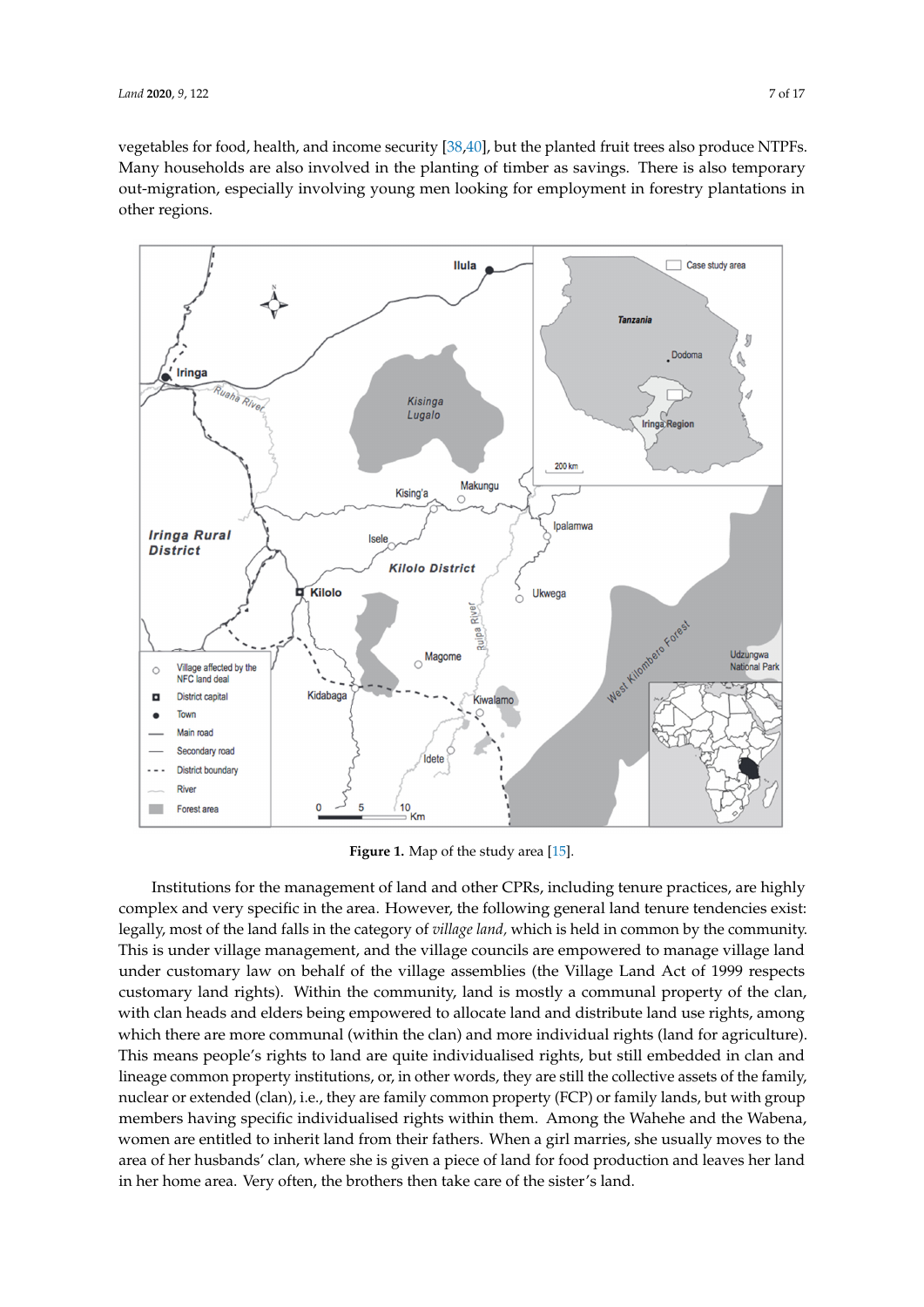vegetables for food, health, and income security [38,40], but the planted fruit trees also produce NTPFs. Many households are also involved in the planting of timber as savings. There is also temporary out-migration, especially involving young men looking for employment in forestry plantations in other regions.

**Figure 1.** Map of the study area [15].

Institutions for the management of land and other CPRs, including tenure practices, are highly complex and very specific in the area. However, the following general land tenure tendencies exist: legally, most of the land falls in the category of *village land,* which is held in common by the community. This is under village management, and the village councils are empowered to manage village land under customary law on behalf of the village assemblies (the Village Land Act of 1999 respects customary land rights). Within the community, land is mostly a communal property of the clan, with clan heads and elders being empowered to allocate land and distribute land use rights, among which there are more communal (within the clan) and more individual rights (land for agriculture). This means people's rights to land are quite individualised rights, but still embedded in clan and lineage common property institutions, or, in other words, they are still the collective assets of the family, nuclear or extended (clan), i.e., they are family common property (FCP) or family lands, but with group members having specific individualised rights within them. Among the Wahehe and the Wabena, women are entitled to inherit land from their fathers. When a girl marries, she usually moves to the area of her husbands' clan, where she is given a piece of land for food production and leaves her land in her home area. Very often, the brothers then take care of the sister's land.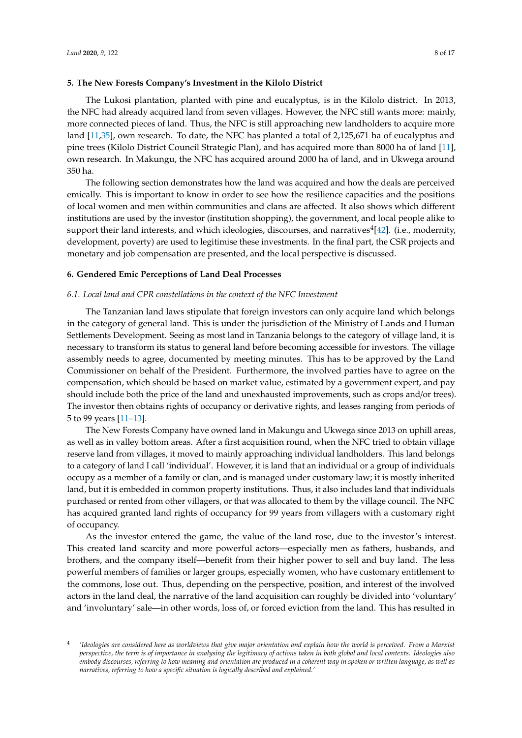## 5. The New Forests Company's Investment in the Kilolo District

The Lukosi plantation, planted with pine and eucalyptus, is in the Kilolo district. In 2013, the NFC had already acquired land from seven villages. However, the NFC still wants more: mainly, more connected pieces of land. Thus, the NFC is still approaching new landholders to acquire more land [11,35], own research. To date, the NFC has planted a total of 2,125,671 ha of eucalyptus and pine trees (Kilolo District Council Strategic Plan), and has acquired more than 8000 ha of land [11], own research. In Makungu, the NFC has acquired around 2000 ha of land, and in Ukwega around 350 ha.

The following section demonstrates how the land was acquired and how the deals are perceived emically. This is important to know in order to see how the resilience capacities and the positions of local women and men within communities and clans are affected. It also shows which different institutions are used by the investor (institution shopping), the government, and local people alike to support their land interests, and which ideologies, discourses, and narratives[4][42]. (i.e., modernity, development, poverty) are used to legitimise these investments. In the final part, the CSR projects and monetary and job compensation are presented, and the local perspective is discussed.

## 6. Gendered Emic Perceptions of Land Deal Processes

### *6.1. Local land and CPR constellations in the context of the NFC Investment*

The Tanzanian land laws stipulate that foreign investors can only acquire land which belongs in the category of general land. This is under the jurisdiction of the Ministry of Lands and Human Settlements Development. Seeing as most land in Tanzania belongs to the category of village land, it is necessary to transform its status to general land before becoming accessible for investors. The village assembly needs to agree, documented by meeting minutes. This has to be approved by the Land Commissioner on behalf of the President. Furthermore, the involved parties have to agree on the compensation, which should be based on market value, estimated by a government expert, and pay should include both the price of the land and unexhausted improvements, such as crops and/or trees). The investor then obtains rights of occupancy or derivative rights, and leases ranging from periods of 5 to 99 years [11–13].

The New Forests Company have owned land in Makungu and Ukwega since 2013 on uphill areas, as well as in valley bottom areas. After a first acquisition round, when the NFC tried to obtain village reserve land from villages, it moved to mainly approaching individual landholders. This land belongs to a category of land I call 'individual'. However, it is land that an individual or a group of individuals occupy as a member of a family or clan, and is managed under customary law; it is mostly inherited land, but it is embedded in common property institutions. Thus, it also includes land that individuals purchased or rented from other villagers, or that was allocated to them by the village council. The NFC has acquired granted land rights of occupancy for 99 years from villagers with a customary right of occupancy.

As the investor entered the game, the value of the land rose, due to the investor's interest. This created land scarcity and more powerful actors—especially men as fathers, husbands, and brothers, and the company itself—benefit from their higher power to sell and buy land. The less powerful members of families or larger groups, especially women, who have customary entitlement to the commons, lose out. Thus, depending on the perspective, position, and interest of the involved actors in the land deal, the narrative of the land acquisition can roughly be divided into 'voluntary' and 'involuntary' sale—in other words, loss of, or forced eviction from the land. This has resulted in

---

[4] *'Ideologies are considered here as worldviews that give major orientation and explain how the world is perceived. From a Marxist perspective, the term is of importance in analysing the legitimacy of actions taken in both global and local contexts. Ideologies also embody discourses, referring to how meaning and orientation are produced in a coherent way in spoken or written language, as well as narratives, referring to how a specific situation is logically described and explained.'*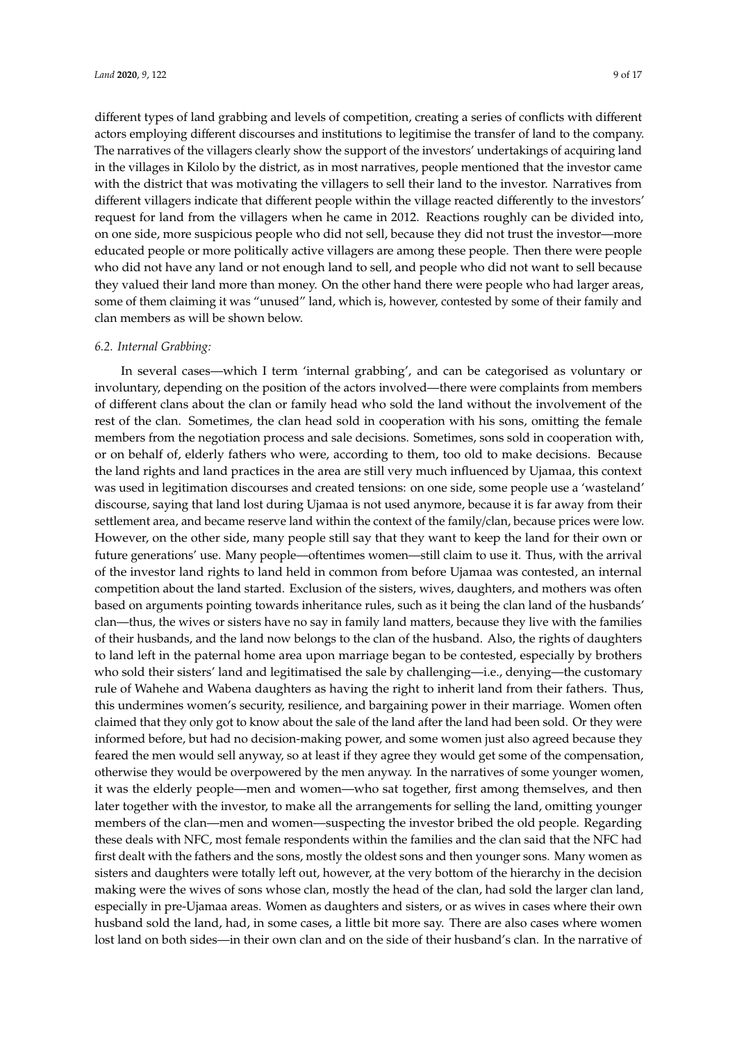different types of land grabbing and levels of competition, creating a series of conflicts with different actors employing different discourses and institutions to legitimise the transfer of land to the company. The narratives of the villagers clearly show the support of the investors' undertakings of acquiring land in the villages in Kilolo by the district, as in most narratives, people mentioned that the investor came with the district that was motivating the villagers to sell their land to the investor. Narratives from different villagers indicate that different people within the village reacted differently to the investors' request for land from the villagers when he came in 2012. Reactions roughly can be divided into, on one side, more suspicious people who did not sell, because they did not trust the investor—more educated people or more politically active villagers are among these people. Then there were people who did not have any land or not enough land to sell, and people who did not want to sell because they valued their land more than money. On the other hand there were people who had larger areas, some of them claiming it was "unused" land, which is, however, contested by some of their family and clan members as will be shown below.

### *6.2. Internal Grabbing:*

In several cases—which I term 'internal grabbing', and can be categorised as voluntary or involuntary, depending on the position of the actors involved—there were complaints from members of different clans about the clan or family head who sold the land without the involvement of the rest of the clan. Sometimes, the clan head sold in cooperation with his sons, omitting the female members from the negotiation process and sale decisions. Sometimes, sons sold in cooperation with, or on behalf of, elderly fathers who were, according to them, too old to make decisions. Because the land rights and land practices in the area are still very much influenced by Ujamaa, this context was used in legitimation discourses and created tensions: on one side, some people use a 'wasteland' discourse, saying that land lost during Ujamaa is not used anymore, because it is far away from their settlement area, and became reserve land within the context of the family/clan, because prices were low. However, on the other side, many people still say that they want to keep the land for their own or future generations' use. Many people—oftentimes women—still claim to use it. Thus, with the arrival of the investor land rights to land held in common from before Ujamaa was contested, an internal competition about the land started. Exclusion of the sisters, wives, daughters, and mothers was often based on arguments pointing towards inheritance rules, such as it being the clan land of the husbands' clan—thus, the wives or sisters have no say in family land matters, because they live with the families of their husbands, and the land now belongs to the clan of the husband. Also, the rights of daughters to land left in the paternal home area upon marriage began to be contested, especially by brothers who sold their sisters' land and legitimatised the sale by challenging—i.e., denying—the customary rule of Wahehe and Wabena daughters as having the right to inherit land from their fathers. Thus, this undermines women's security, resilience, and bargaining power in their marriage. Women often claimed that they only got to know about the sale of the land after the land had been sold. Or they were informed before, but had no decision-making power, and some women just also agreed because they feared the men would sell anyway, so at least if they agree they would get some of the compensation, otherwise they would be overpowered by the men anyway. In the narratives of some younger women, it was the elderly people—men and women—who sat together, first among themselves, and then later together with the investor, to make all the arrangements for selling the land, omitting younger members of the clan—men and women—suspecting the investor bribed the old people. Regarding these deals with NFC, most female respondents within the families and the clan said that the NFC had first dealt with the fathers and the sons, mostly the oldest sons and then younger sons. Many women as sisters and daughters were totally left out, however, at the very bottom of the hierarchy in the decision making were the wives of sons whose clan, mostly the head of the clan, had sold the larger clan land, especially in pre-Ujamaa areas. Women as daughters and sisters, or as wives in cases where their own husband sold the land, had, in some cases, a little bit more say. There are also cases where women lost land on both sides—in their own clan and on the side of their husband's clan. In the narrative of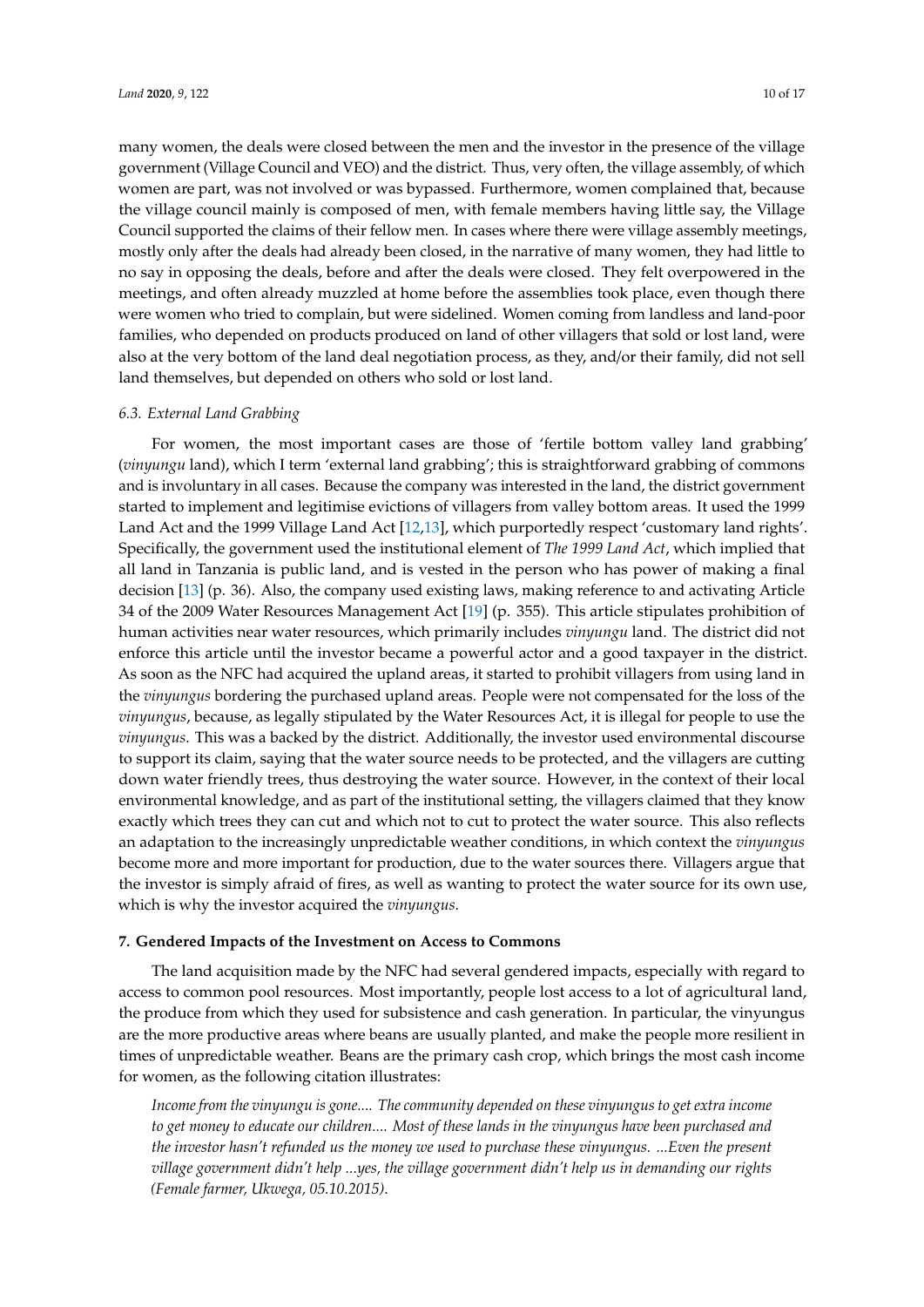many women, the deals were closed between the men and the investor in the presence of the village government (Village Council and VEO) and the district. Thus, very often, the village assembly, of which women are part, was not involved or was bypassed. Furthermore, women complained that, because the village council mainly is composed of men, with female members having little say, the Village Council supported the claims of their fellow men. In cases where there were village assembly meetings, mostly only after the deals had already been closed, in the narrative of many women, they had little to no say in opposing the deals, before and after the deals were closed. They felt overpowered in the meetings, and often already muzzled at home before the assemblies took place, even though there were women who tried to complain, but were sidelined. Women coming from landless and land-poor families, who depended on products produced on land of other villagers that sold or lost land, were also at the very bottom of the land deal negotiation process, as they, and/or their family, did not sell land themselves, but depended on others who sold or lost land.

### *6.3. External Land Grabbing*

For women, the most important cases are those of 'fertile bottom valley land grabbing' (*vinyungu* land), which I term 'external land grabbing'; this is straightforward grabbing of commons and is involuntary in all cases. Because the company was interested in the land, the district government started to implement and legitimise evictions of villagers from valley bottom areas. It used the 1999 Land Act and the 1999 Village Land Act [12,13], which purportedly respect 'customary land rights'. Specifically, the government used the institutional element of *The 1999 Land Act*, which implied that all land in Tanzania is public land, and is vested in the person who has power of making a final decision [13] (p. 36). Also, the company used existing laws, making reference to and activating Article 34 of the 2009 Water Resources Management Act [19] (p. 355). This article stipulates prohibition of human activities near water resources, which primarily includes *vinyungu* land. The district did not enforce this article until the investor became a powerful actor and a good taxpayer in the district. As soon as the NFC had acquired the upland areas, it started to prohibit villagers from using land in the *vinyungus* bordering the purchased upland areas. People were not compensated for the loss of the *vinyungus*, because, as legally stipulated by the Water Resources Act, it is illegal for people to use the *vinyungus*. This was a backed by the district. Additionally, the investor used environmental discourse to support its claim, saying that the water source needs to be protected, and the villagers are cutting down water friendly trees, thus destroying the water source. However, in the context of their local environmental knowledge, and as part of the institutional setting, the villagers claimed that they know exactly which trees they can cut and which not to cut to protect the water source. This also reflects an adaptation to the increasingly unpredictable weather conditions, in which context the *vinyungus* become more and more important for production, due to the water sources there. Villagers argue that the investor is simply afraid of fires, as well as wanting to protect the water source for its own use, which is why the investor acquired the *vinyungus*.

## **7. Gendered Impacts of the Investment on Access to Commons**

The land acquisition made by the NFC had several gendered impacts, especially with regard to access to common pool resources. Most importantly, people lost access to a lot of agricultural land, the produce from which they used for subsistence and cash generation. In particular, the vinyungus are the more productive areas where beans are usually planted, and make the people more resilient in times of unpredictable weather. Beans are the primary cash crop, which brings the most cash income for women, as the following citation illustrates:

> *Income from the vinyungu is gone.... The community depended on these vinyungus to get extra income to get money to educate our children.... Most of these lands in the vinyungus have been purchased and the investor hasn't refunded us the money we used to purchase these vinyungus. ...Even the present village government didn't help ...yes, the village government didn't help us in demanding our rights (Female farmer, Ukwega, 05.10.2015).*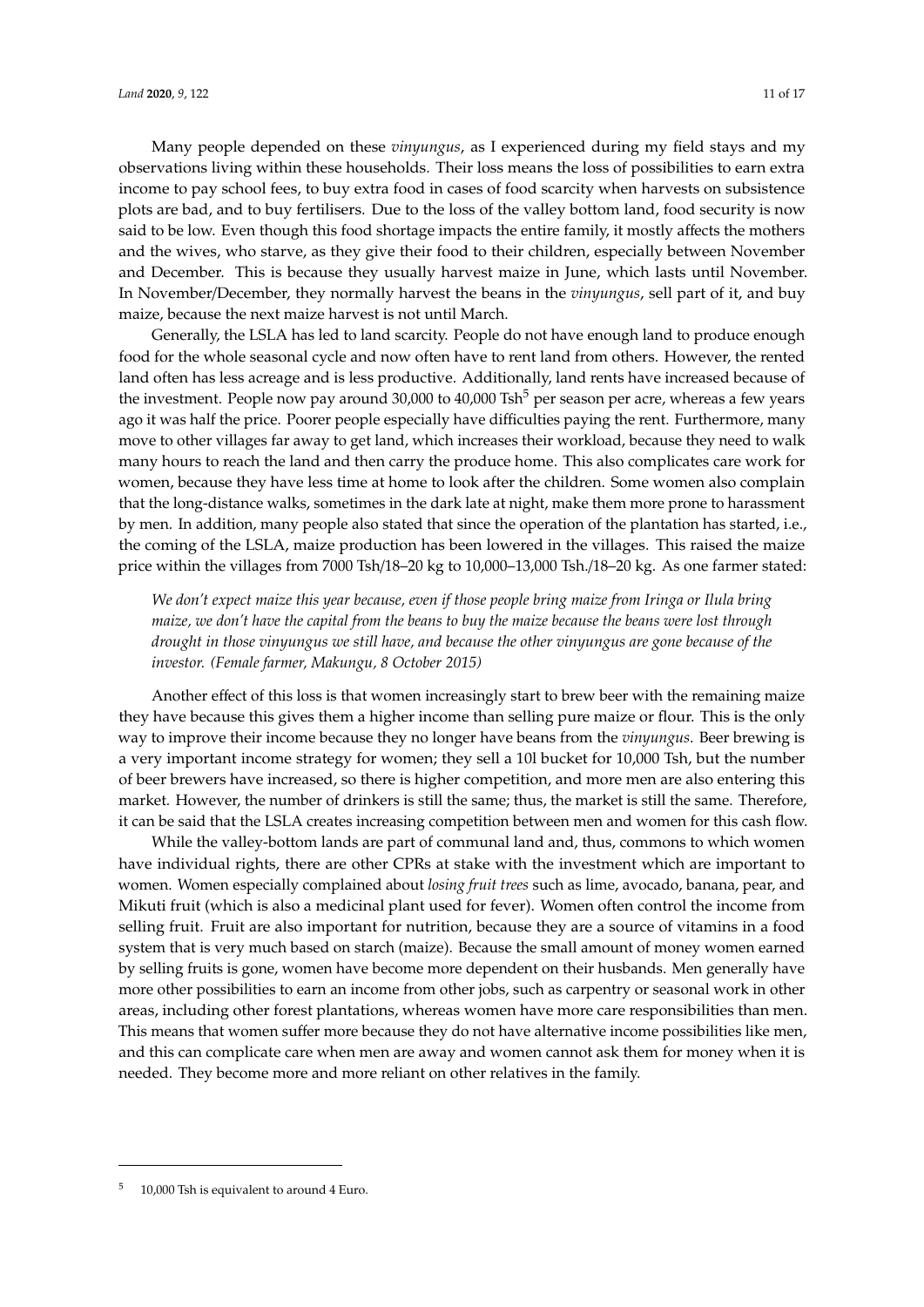Many people depended on these *vinyungus*, as I experienced during my field stays and my observations living within these households. Their loss means the loss of possibilities to earn extra income to pay school fees, to buy extra food in cases of food scarcity when harvests on subsistence plots are bad, and to buy fertilisers. Due to the loss of the valley bottom land, food security is now said to be low. Even though this food shortage impacts the entire family, it mostly affects the mothers and the wives, who starve, as they give their food to their children, especially between November and December. This is because they usually harvest maize in June, which lasts until November. In November/December, they normally harvest the beans in the *vinyungus*, sell part of it, and buy maize, because the next maize harvest is not until March.

Generally, the LSLA has led to land scarcity. People do not have enough land to produce enough food for the whole seasonal cycle and now often have to rent land from others. However, the rented land often has less acreage and is less productive. Additionally, land rents have increased because of the investment. People now pay around 30,000 to 40,000 Tsh[5] per season per acre, whereas a few years ago it was half the price. Poorer people especially have difficulties paying the rent. Furthermore, many move to other villages far away to get land, which increases their workload, because they need to walk many hours to reach the land and then carry the produce home. This also complicates care work for women, because they have less time at home to look after the children. Some women also complain that the long-distance walks, sometimes in the dark late at night, make them more prone to harassment by men. In addition, many people also stated that since the operation of the plantation has started, i.e., the coming of the LSLA, maize production has been lowered in the villages. This raised the maize price within the villages from 7000 Tsh/18–20 kg to 10,000–13,000 Tsh./18–20 kg. As one farmer stated:

> *We don't expect maize this year because, even if those people bring maize from Iringa or Ilula bring maize, we don't have the capital from the beans to buy the maize because the beans were lost through drought in those vinyungus we still have, and because the other vinyungus are gone because of the investor. (Female farmer, Makungu, 8 October 2015)*

Another effect of this loss is that women increasingly start to brew beer with the remaining maize they have because this gives them a higher income than selling pure maize or flour. This is the only way to improve their income because they no longer have beans from the *vinyungus*. Beer brewing is a very important income strategy for women; they sell a 10l bucket for 10,000 Tsh, but the number of beer brewers have increased, so there is higher competition, and more men are also entering this market. However, the number of drinkers is still the same; thus, the market is still the same. Therefore, it can be said that the LSLA creates increasing competition between men and women for this cash flow.

While the valley-bottom lands are part of communal land and, thus, commons to which women have individual rights, there are other CPRs at stake with the investment which are important to women. Women especially complained about *losing fruit trees* such as lime, avocado, banana, pear, and Mikuti fruit (which is also a medicinal plant used for fever). Women often control the income from selling fruit. Fruit are also important for nutrition, because they are a source of vitamins in a food system that is very much based on starch (maize). Because the small amount of money women earned by selling fruits is gone, women have become more dependent on their husbands. Men generally have more other possibilities to earn an income from other jobs, such as carpentry or seasonal work in other areas, including other forest plantations, whereas women have more care responsibilities than men. This means that women suffer more because they do not have alternative income possibilities like men, and this can complicate care when men are away and women cannot ask them for money when it is needed. They become more and more reliant on other relatives in the family.

---

[5] 10,000 Tsh is equivalent to around 4 Euro.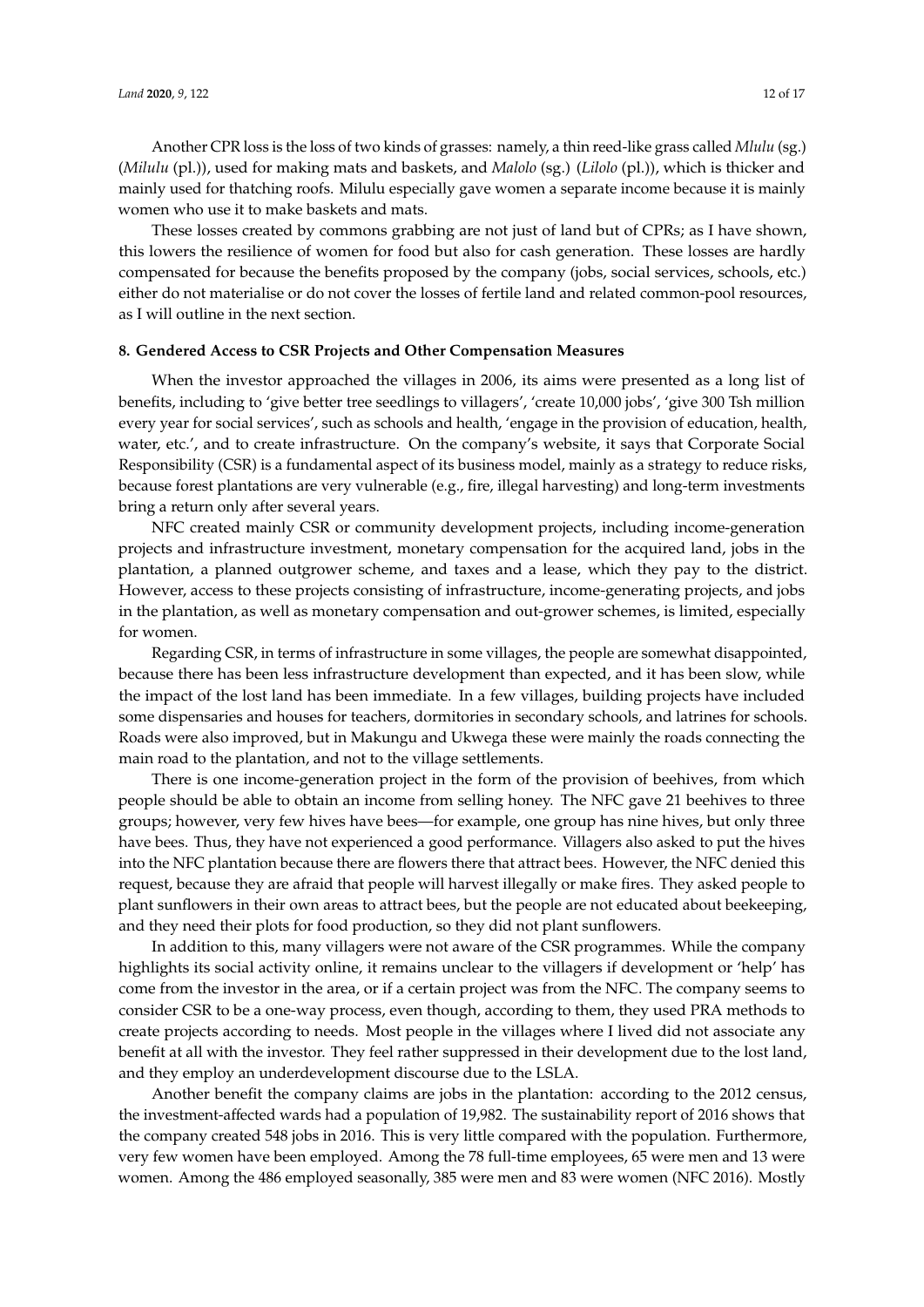Another CPR loss is the loss of two kinds of grasses: namely, a thin reed-like grass called *Mlulu* (sg.) (*Milulu* (pl.)), used for making mats and baskets, and *Malolo* (sg.) (*Lilolo* (pl.)), which is thicker and mainly used for thatching roofs. Milulu especially gave women a separate income because it is mainly women who use it to make baskets and mats.

These losses created by commons grabbing are not just of land but of CPRs; as I have shown, this lowers the resilience of women for food but also for cash generation. These losses are hardly compensated for because the benefits proposed by the company (jobs, social services, schools, etc.) either do not materialise or do not cover the losses of fertile land and related common-pool resources, as I will outline in the next section.

## 8. Gendered Access to CSR Projects and Other Compensation Measures

When the investor approached the villages in 2006, its aims were presented as a long list of benefits, including to 'give better tree seedlings to villagers', 'create 10,000 jobs', 'give 300 Tsh million every year for social services', such as schools and health, 'engage in the provision of education, health, water, etc.', and to create infrastructure. On the company's website, it says that Corporate Social Responsibility (CSR) is a fundamental aspect of its business model, mainly as a strategy to reduce risks, because forest plantations are very vulnerable (e.g., fire, illegal harvesting) and long-term investments bring a return only after several years.

NFC created mainly CSR or community development projects, including income-generation projects and infrastructure investment, monetary compensation for the acquired land, jobs in the plantation, a planned outgrower scheme, and taxes and a lease, which they pay to the district. However, access to these projects consisting of infrastructure, income-generating projects, and jobs in the plantation, as well as monetary compensation and out-grower schemes, is limited, especially for women.

Regarding CSR, in terms of infrastructure in some villages, the people are somewhat disappointed, because there has been less infrastructure development than expected, and it has been slow, while the impact of the lost land has been immediate. In a few villages, building projects have included some dispensaries and houses for teachers, dormitories in secondary schools, and latrines for schools. Roads were also improved, but in Makungu and Ukwega these were mainly the roads connecting the main road to the plantation, and not to the village settlements.

There is one income-generation project in the form of the provision of beehives, from which people should be able to obtain an income from selling honey. The NFC gave 21 beehives to three groups; however, very few hives have bees—for example, one group has nine hives, but only three have bees. Thus, they have not experienced a good performance. Villagers also asked to put the hives into the NFC plantation because there are flowers there that attract bees. However, the NFC denied this request, because they are afraid that people will harvest illegally or make fires. They asked people to plant sunflowers in their own areas to attract bees, but the people are not educated about beekeeping, and they need their plots for food production, so they did not plant sunflowers.

In addition to this, many villagers were not aware of the CSR programmes. While the company highlights its social activity online, it remains unclear to the villagers if development or 'help' has come from the investor in the area, or if a certain project was from the NFC. The company seems to consider CSR to be a one-way process, even though, according to them, they used PRA methods to create projects according to needs. Most people in the villages where I lived did not associate any benefit at all with the investor. They feel rather suppressed in their development due to the lost land, and they employ an underdevelopment discourse due to the LSLA.

Another benefit the company claims are jobs in the plantation: according to the 2012 census, the investment-affected wards had a population of 19,982. The sustainability report of 2016 shows that the company created 548 jobs in 2016. This is very little compared with the population. Furthermore, very few women have been employed. Among the 78 full-time employees, 65 were men and 13 were women. Among the 486 employed seasonally, 385 were men and 83 were women (NFC 2016). Mostly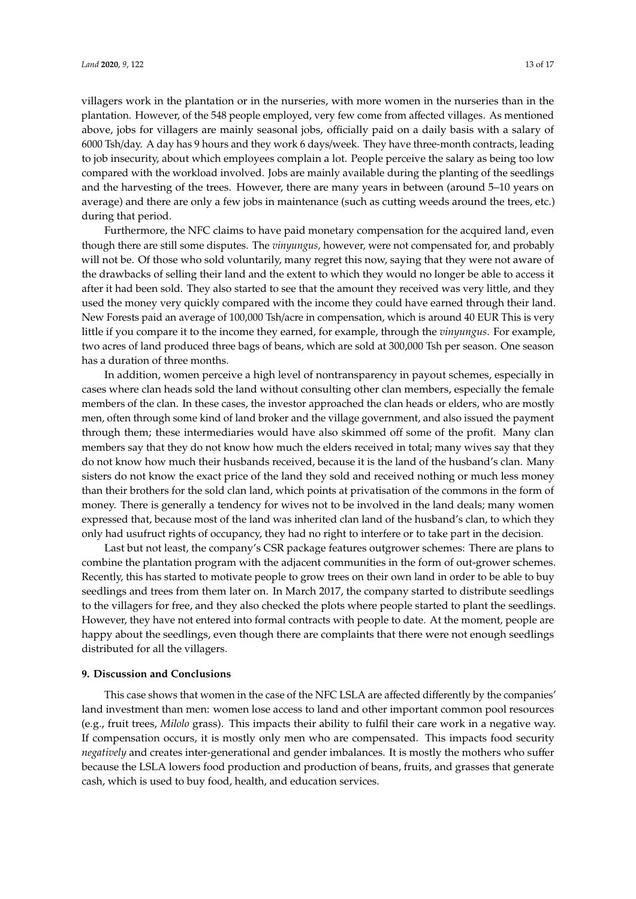villagers work in the plantation or in the nurseries, with more women in the nurseries than in the plantation. However, of the 548 people employed, very few come from affected villages. As mentioned above, jobs for villagers are mainly seasonal jobs, officially paid on a daily basis with a salary of 6000 Tsh/day. A day has 9 hours and they work 6 days/week. They have three-month contracts, leading to job insecurity, about which employees complain a lot. People perceive the salary as being too low compared with the workload involved. Jobs are mainly available during the planting of the seedlings and the harvesting of the trees. However, there are many years in between (around 5–10 years on average) and there are only a few jobs in maintenance (such as cutting weeds around the trees, etc.) during that period.

Furthermore, the NFC claims to have paid monetary compensation for the acquired land, even though there are still some disputes. The *vinyungus,* however, were not compensated for, and probably will not be. Of those who sold voluntarily, many regret this now, saying that they were not aware of the drawbacks of selling their land and the extent to which they would no longer be able to access it after it had been sold. They also started to see that the amount they received was very little, and they used the money very quickly compared with the income they could have earned through their land. New Forests paid an average of 100,000 Tsh/acre in compensation, which is around 40 EUR This is very little if you compare it to the income they earned, for example, through the *vinyungus*. For example, two acres of land produced three bags of beans, which are sold at 300,000 Tsh per season. One season has a duration of three months.

In addition, women perceive a high level of nontransparency in payout schemes, especially in cases where clan heads sold the land without consulting other clan members, especially the female members of the clan. In these cases, the investor approached the clan heads or elders, who are mostly men, often through some kind of land broker and the village government, and also issued the payment through them; these intermediaries would have also skimmed off some of the profit. Many clan members say that they do not know how much the elders received in total; many wives say that they do not know how much their husbands received, because it is the land of the husband's clan. Many sisters do not know the exact price of the land they sold and received nothing or much less money than their brothers for the sold clan land, which points at privatisation of the commons in the form of money. There is generally a tendency for wives not to be involved in the land deals; many women expressed that, because most of the land was inherited clan land of the husband's clan, to which they only had usufruct rights of occupancy, they had no right to interfere or to take part in the decision.

Last but not least, the company's CSR package features outgrower schemes: There are plans to combine the plantation program with the adjacent communities in the form of out-grower schemes. Recently, this has started to motivate people to grow trees on their own land in order to be able to buy seedlings and trees from them later on. In March 2017, the company started to distribute seedlings to the villagers for free, and they also checked the plots where people started to plant the seedlings. However, they have not entered into formal contracts with people to date. At the moment, people are happy about the seedlings, even though there are complaints that there were not enough seedlings distributed for all the villagers.

## 9. Discussion and Conclusions

This case shows that women in the case of the NFC LSLA are affected differently by the companies' land investment than men: women lose access to land and other important common pool resources (e.g., fruit trees, *Milolo* grass). This impacts their ability to fulfil their care work in a negative way. If compensation occurs, it is mostly only men who are compensated. This impacts food security *negatively* and creates inter-generational and gender imbalances. It is mostly the mothers who suffer because the LSLA lowers food production and production of beans, fruits, and grasses that generate cash, which is used to buy food, health, and education services.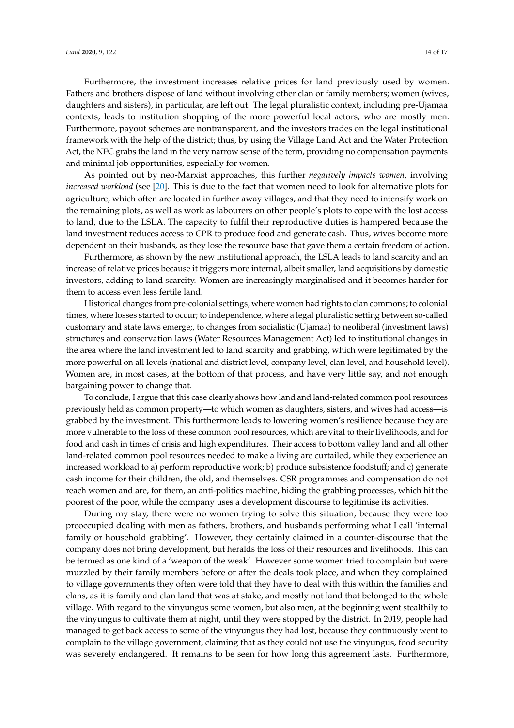Furthermore, the investment increases relative prices for land previously used by women. Fathers and brothers dispose of land without involving other clan or family members; women (wives, daughters and sisters), in particular, are left out. The legal pluralistic context, including pre-Ujamaa contexts, leads to institution shopping of the more powerful local actors, who are mostly men. Furthermore, payout schemes are nontransparent, and the investors trades on the legal institutional framework with the help of the district; thus, by using the Village Land Act and the Water Protection Act, the NFC grabs the land in the very narrow sense of the term, providing no compensation payments and minimal job opportunities, especially for women.

As pointed out by neo-Marxist approaches, this further *negatively impacts women*, involving *increased workload* (see [20]. This is due to the fact that women need to look for alternative plots for agriculture, which often are located in further away villages, and that they need to intensify work on the remaining plots, as well as work as labourers on other people's plots to cope with the lost access to land, due to the LSLA. The capacity to fulfil their reproductive duties is hampered because the land investment reduces access to CPR to produce food and generate cash. Thus, wives become more dependent on their husbands, as they lose the resource base that gave them a certain freedom of action.

Furthermore, as shown by the new institutional approach, the LSLA leads to land scarcity and an increase of relative prices because it triggers more internal, albeit smaller, land acquisitions by domestic investors, adding to land scarcity. Women are increasingly marginalised and it becomes harder for them to access even less fertile land.

Historical changes from pre-colonial settings, where women had rights to clan commons; to colonial times, where losses started to occur; to independence, where a legal pluralistic setting between so-called customary and state laws emerge;, to changes from socialistic (Ujamaa) to neoliberal (investment laws) structures and conservation laws (Water Resources Management Act) led to institutional changes in the area where the land investment led to land scarcity and grabbing, which were legitimated by the more powerful on all levels (national and district level, company level, clan level, and household level). Women are, in most cases, at the bottom of that process, and have very little say, and not enough bargaining power to change that.

To conclude, I argue that this case clearly shows how land and land-related common pool resources previously held as common property—to which women as daughters, sisters, and wives had access—is grabbed by the investment. This furthermore leads to lowering women's resilience because they are more vulnerable to the loss of these common pool resources, which are vital to their livelihoods, and for food and cash in times of crisis and high expenditures. Their access to bottom valley land and all other land-related common pool resources needed to make a living are curtailed, while they experience an increased workload to a) perform reproductive work; b) produce subsistence foodstuff; and c) generate cash income for their children, the old, and themselves. CSR programmes and compensation do not reach women and are, for them, an anti-politics machine, hiding the grabbing processes, which hit the poorest of the poor, while the company uses a development discourse to legitimise its activities.

During my stay, there were no women trying to solve this situation, because they were too preoccupied dealing with men as fathers, brothers, and husbands performing what I call 'internal family or household grabbing'. However, they certainly claimed in a counter-discourse that the company does not bring development, but heralds the loss of their resources and livelihoods. This can be termed as one kind of a 'weapon of the weak'. However some women tried to complain but were muzzled by their family members before or after the deals took place, and when they complained to village governments they often were told that they have to deal with this within the families and clans, as it is family and clan land that was at stake, and mostly not land that belonged to the whole village. With regard to the vinyungus some women, but also men, at the beginning went stealthily to the vinyungus to cultivate them at night, until they were stopped by the district. In 2019, people had managed to get back access to some of the vinyungus they had lost, because they continuously went to complain to the village government, claiming that as they could not use the vinyungus, food security was severely endangered. It remains to be seen for how long this agreement lasts. Furthermore,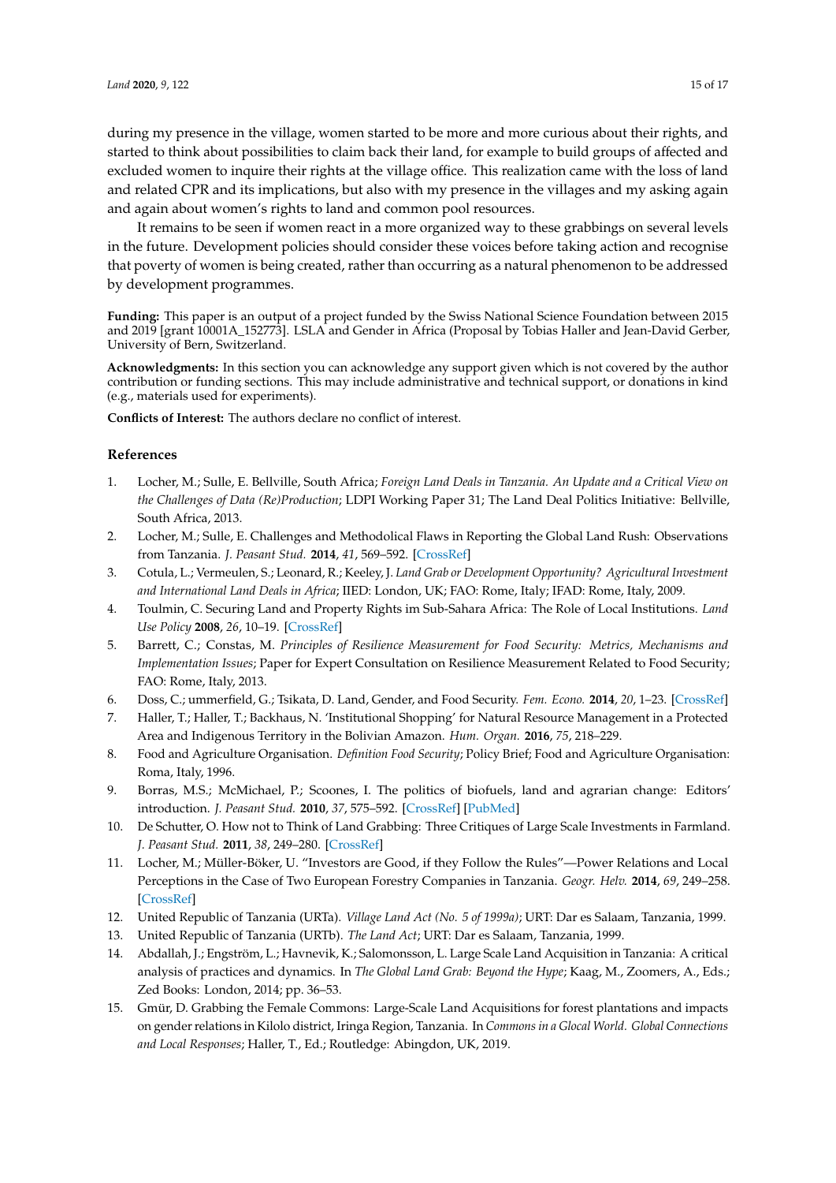during my presence in the village, women started to be more and more curious about their rights, and started to think about possibilities to claim back their land, for example to build groups of affected and excluded women to inquire their rights at the village office. This realization came with the loss of land and related CPR and its implications, but also with my presence in the villages and my asking again and again about women's rights to land and common pool resources.

It remains to be seen if women react in a more organized way to these grabbings on several levels in the future. Development policies should consider these voices before taking action and recognise that poverty of women is being created, rather than occurring as a natural phenomenon to be addressed by development programmes.

**Funding:** This paper is an output of a project funded by the Swiss National Science Foundation between 2015 and 2019 [grant 10001A_152773]. LSLA and Gender in Africa (Proposal by Tobias Haller and Jean-David Gerber, University of Bern, Switzerland.

**Acknowledgments:** In this section you can acknowledge any support given which is not covered by the author contribution or funding sections. This may include administrative and technical support, or donations in kind (e.g., materials used for experiments).

**Conflicts of Interest:** The authors declare no conflict of interest.

## References

1. Locher, M.; Sulle, E. Bellville, South Africa; *Foreign Land Deals in Tanzania. An Update and a Critical View on the Challenges of Data (Re)Production*; LDPI Working Paper 31; The Land Deal Politics Initiative: Bellville, South Africa, 2013.
2. Locher, M.; Sulle, E. Challenges and Methodolical Flaws in Reporting the Global Land Rush: Observations from Tanzania. *J. Peasant Stud.* **2014**, *41*, 569–592. [CrossRef]
3. Cotula, L.; Vermeulen, S.; Leonard, R.; Keeley, J. *Land Grab or Development Opportunity? Agricultural Investment and International Land Deals in Africa*; IIED: London, UK; FAO: Rome, Italy; IFAD: Rome, Italy, 2009.
4. Toulmin, C. Securing Land and Property Rights im Sub-Sahara Africa: The Role of Local Institutions. *Land Use Policy* **2008**, *26*, 10–19. [CrossRef]
5. Barrett, C.; Constas, M. *Principles of Resilience Measurement for Food Security: Metrics, Mechanisms and Implementation Issues*; Paper for Expert Consultation on Resilience Measurement Related to Food Security; FAO: Rome, Italy, 2013.
6. Doss, C.; ummerfield, G.; Tsikata, D. Land, Gender, and Food Security. *Fem. Econo.* **2014**, *20*, 1–23. [CrossRef]
7. Haller, T.; Haller, T.; Backhaus, N. 'Institutional Shopping' for Natural Resource Management in a Protected Area and Indigenous Territory in the Bolivian Amazon. *Hum. Organ.* **2016**, *75*, 218–229.
8. Food and Agriculture Organisation. *Definition Food Security*; Policy Brief; Food and Agriculture Organisation: Roma, Italy, 1996.
9. Borras, M.S.; McMichael, P.; Scoones, I. The politics of biofuels, land and agrarian change: Editors' introduction. *J. Peasant Stud.* **2010**, *37*, 575–592. [CrossRef] [PubMed]
10. De Schutter, O. How not to Think of Land Grabbing: Three Critiques of Large Scale Investments in Farmland. *J. Peasant Stud.* **2011**, *38*, 249–280. [CrossRef]
11. Locher, M.; Müller-Böker, U. "Investors are Good, if they Follow the Rules"—Power Relations and Local Perceptions in the Case of Two European Forestry Companies in Tanzania. *Geogr. Helv.* **2014**, *69*, 249–258. [CrossRef]
12. United Republic of Tanzania (URTa). *Village Land Act (No. 5 of 1999a)*; URT: Dar es Salaam, Tanzania, 1999.
13. United Republic of Tanzania (URTb). *The Land Act*; URT: Dar es Salaam, Tanzania, 1999.
14. Abdallah, J.; Engström, L.; Havnevik, K.; Salomonsson, L. Large Scale Land Acquisition in Tanzania: A critical analysis of practices and dynamics. In *The Global Land Grab: Beyond the Hype*; Kaag, M., Zoomers, A., Eds.; Zed Books: London, 2014; pp. 36–53.
15. Gmür, D. Grabbing the Female Commons: Large-Scale Land Acquisitions for forest plantations and impacts on gender relations in Kilolo district, Iringa Region, Tanzania. In *Commons in a Glocal World. Global Connections and Local Responses*; Haller, T., Ed.; Routledge: Abingdon, UK, 2019.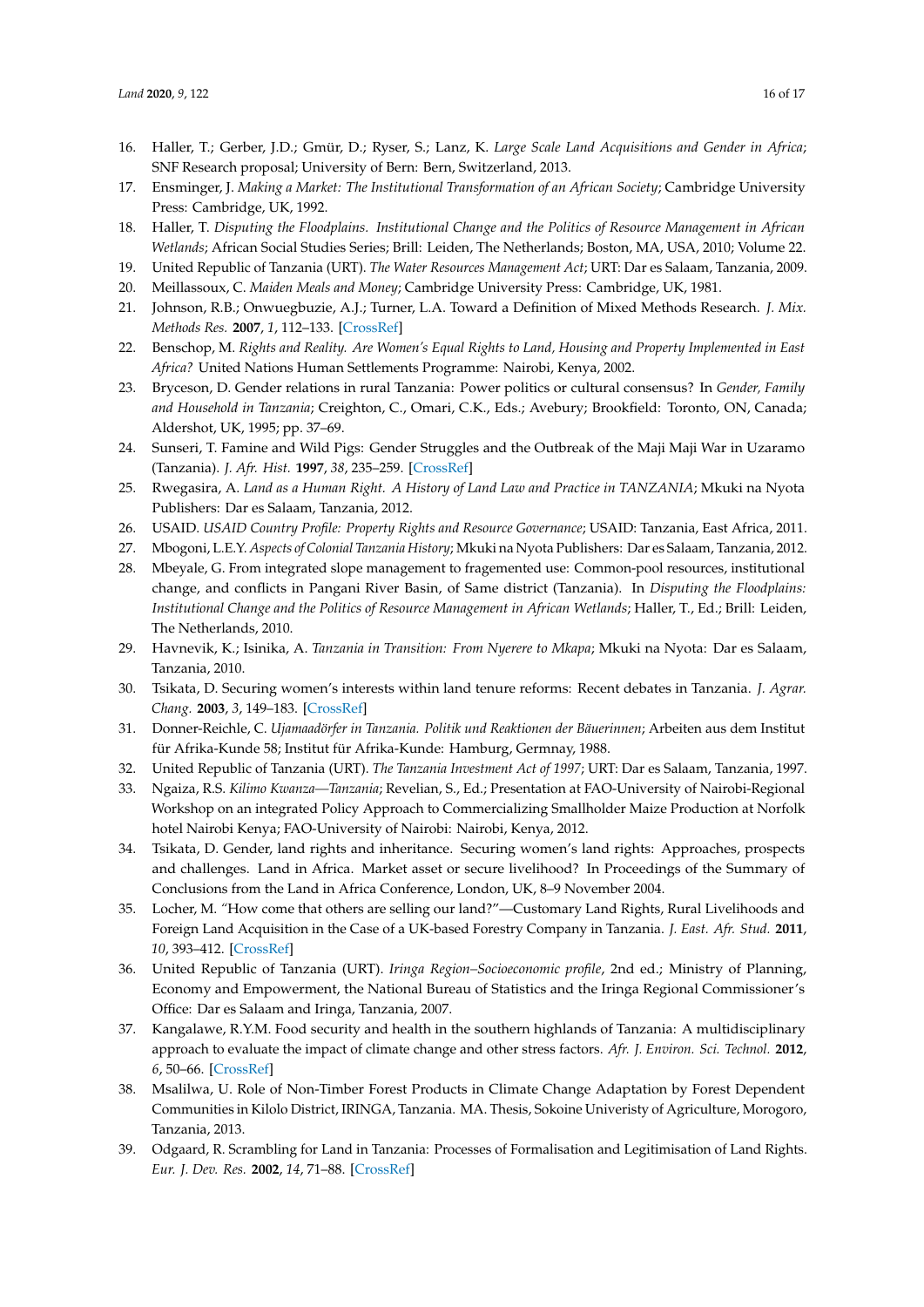16. Haller, T.; Gerber, J.D.; Gmür, D.; Ryser, S.; Lanz, K. *Large Scale Land Acquisitions and Gender in Africa*; SNF Research proposal; University of Bern: Bern, Switzerland, 2013.
17. Ensminger, J. *Making a Market: The Institutional Transformation of an African Society*; Cambridge University Press: Cambridge, UK, 1992.
18. Haller, T. *Disputing the Floodplains. Institutional Change and the Politics of Resource Management in African Wetlands*; African Social Studies Series; Brill: Leiden, The Netherlands; Boston, MA, USA, 2010; Volume 22.
19. United Republic of Tanzania (URT). *The Water Resources Management Act*; URT: Dar es Salaam, Tanzania, 2009.
20. Meillassoux, C. *Maiden Meals and Money*; Cambridge University Press: Cambridge, UK, 1981.
21. Johnson, R.B.; Onwuegbuzie, A.J.; Turner, L.A. Toward a Definition of Mixed Methods Research. *J. Mix. Methods Res.* **2007**, *1*, 112–133. [CrossRef]
22. Benschop, M. *Rights and Reality. Are Women's Equal Rights to Land, Housing and Property Implemented in East Africa?* United Nations Human Settlements Programme: Nairobi, Kenya, 2002.
23. Bryceson, D. Gender relations in rural Tanzania: Power politics or cultural consensus? In *Gender, Family and Household in Tanzania*; Creighton, C., Omari, C.K., Eds.; Avebury; Brookfield: Toronto, ON, Canada; Aldershot, UK, 1995; pp. 37–69.
24. Sunseri, T. Famine and Wild Pigs: Gender Struggles and the Outbreak of the Maji Maji War in Uzaramo (Tanzania). *J. Afr. Hist.* **1997**, *38*, 235–259. [CrossRef]
25. Rwegasira, A. *Land as a Human Right. A History of Land Law and Practice in TANZANIA*; Mkuki na Nyota Publishers: Dar es Salaam, Tanzania, 2012.
26. USAID. *USAID Country Profile: Property Rights and Resource Governance*; USAID: Tanzania, East Africa, 2011.
27. Mbogoni, L.E.Y. *Aspects of Colonial Tanzania History*; Mkuki na Nyota Publishers: Dar es Salaam, Tanzania, 2012.
28. Mbeyale, G. From integrated slope management to fragmented use: Common-pool resources, institutional change, and conflicts in Pangani River Basin, of Same district (Tanzania). In *Disputing the Floodplains: Institutional Change and the Politics of Resource Management in African Wetlands*; Haller, T., Ed.; Brill: Leiden, The Netherlands, 2010.
29. Havnevik, K.; Isinika, A. *Tanzania in Transition: From Nyerere to Mkapa*; Mkuki na Nyota: Dar es Salaam, Tanzania, 2010.
30. Tsikata, D. Securing women's interests within land tenure reforms: Recent debates in Tanzania. *J. Agrar. Chang.* **2003**, *3*, 149–183. [CrossRef]
31. Donner-Reichle, C. *Ujamaadörfer in Tanzania. Politik und Reaktionen der Bäuerinnen*; Arbeiten aus dem Institut für Afrika-Kunde 58; Institut für Afrika-Kunde: Hamburg, Germnay, 1988.
32. United Republic of Tanzania (URT). *The Tanzania Investment Act of 1997*; URT: Dar es Salaam, Tanzania, 1997.
33. Ngaiza, R.S. *Kilimo Kwanza—Tanzania*; Revelian, S., Ed.; Presentation at FAO-University of Nairobi-Regional Workshop on an integrated Policy Approach to Commercializing Smallholder Maize Production at Norfolk hotel Nairobi Kenya; FAO-University of Nairobi: Nairobi, Kenya, 2012.
34. Tsikata, D. Gender, land rights and inheritance. Securing women's land rights: Approaches, prospects and challenges. Land in Africa. Market asset or secure livelihood? In Proceedings of the Summary of Conclusions from the Land in Africa Conference, London, UK, 8–9 November 2004.
35. Locher, M. "How come that others are selling our land?"—Customary Land Rights, Rural Livelihoods and Foreign Land Acquisition in the Case of a UK-based Forestry Company in Tanzania. *J. East. Afr. Stud.* **2011**, *10*, 393–412. [CrossRef]
36. United Republic of Tanzania (URT). *Iringa Region–Socioeconomic profile*, 2nd ed.; Ministry of Planning, Economy and Empowerment, the National Bureau of Statistics and the Iringa Regional Commissioner's Office: Dar es Salaam and Iringa, Tanzania, 2007.
37. Kangalawe, R.Y.M. Food security and health in the southern highlands of Tanzania: A multidisciplinary approach to evaluate the impact of climate change and other stress factors. *Afr. J. Environ. Sci. Technol.* **2012**, *6*, 50–66. [CrossRef]
38. Msalilwa, U. Role of Non-Timber Forest Products in Climate Change Adaptation by Forest Dependent Communities in Kilolo District, IRINGA, Tanzania. MA. Thesis, Sokoine Univeristy of Agriculture, Morogoro, Tanzania, 2013.
39. Odgaard, R. Scrambling for Land in Tanzania: Processes of Formalisation and Legitimisation of Land Rights. *Eur. J. Dev. Res.* **2002**, *14*, 71–88. [CrossRef]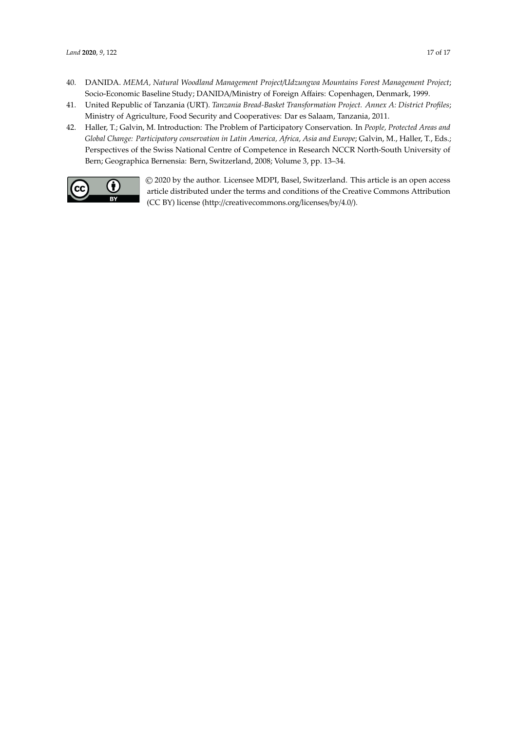40. DANIDA. *MEMA, Natural Woodland Management Project/Udzungwa Mountains Forest Management Project*; Socio-Economic Baseline Study; DANIDA/Ministry of Foreign Affairs: Copenhagen, Denmark, 1999.
41. United Republic of Tanzania (URT). *Tanzania Bread-Basket Transformation Project. Annex A: District Profiles*; Ministry of Agriculture, Food Security and Cooperatives: Dar es Salaam, Tanzania, 2011.
42. Haller, T.; Galvin, M. Introduction: The Problem of Participatory Conservation. In *People, Protected Areas and Global Change: Participatory conservation in Latin America, Africa, Asia and Europe*; Galvin, M., Haller, T., Eds.; Perspectives of the Swiss National Centre of Competence in Research NCCR North-South University of Bern; Geographica Bernensia: Bern, Switzerland, 2008; Volume 3, pp. 13–34.

© 2020 by the author. Licensee MDPI, Basel, Switzerland. This article is an open access article distributed under the terms and conditions of the Creative Commons Attribution (CC BY) license (http://creativecommons.org/licenses/by/4.0/).